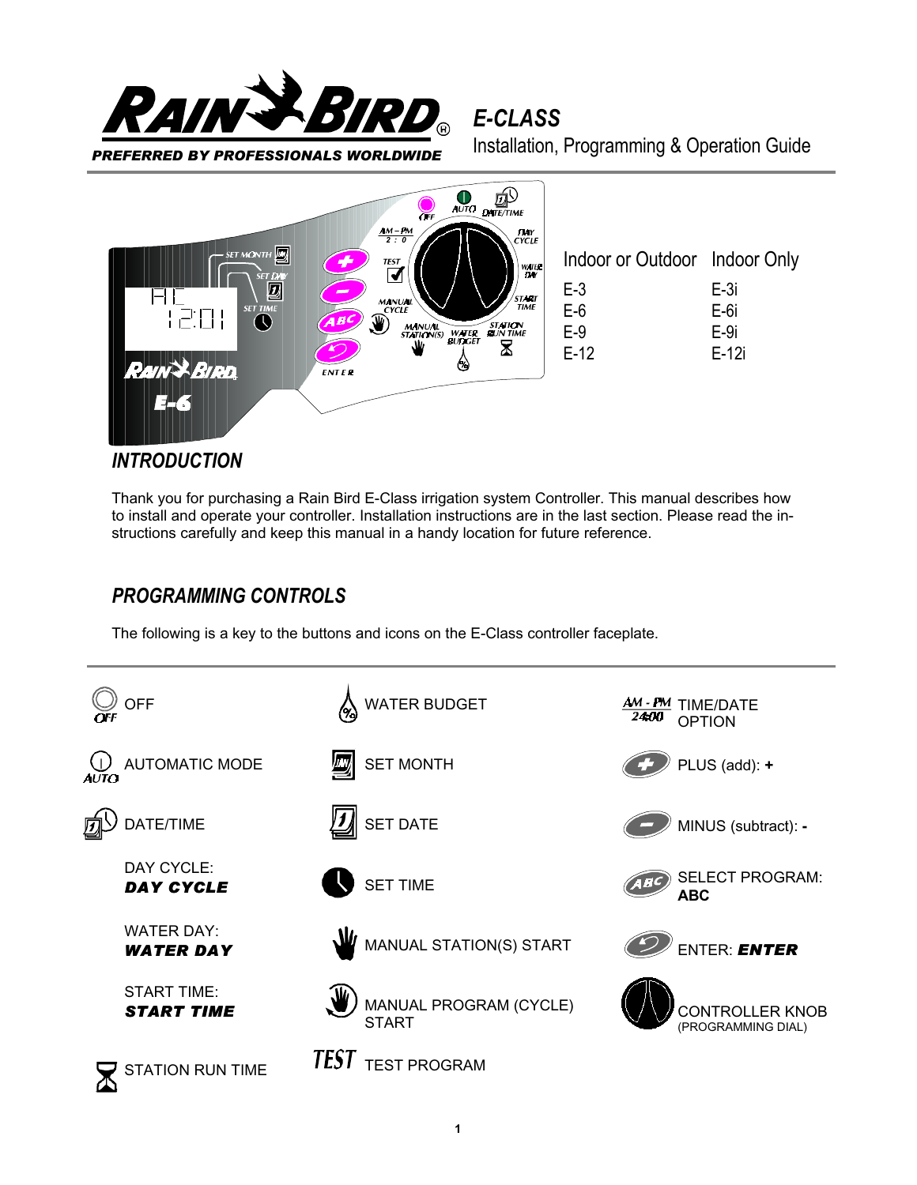# E-CLASS

Installation, Programming & Operation Guide

PREFERRED BY PROFESSIONALS WORLDWIDE

| Indoor or Outdoor | Indoor Only |
| --- | --- |
| E-3 | E-3i |
| E-6 | E-6i |
| E-9 | E-9i |
| E-12 | E-12i |

## INTRODUCTION

Thank you for purchasing a Rain Bird E-Class irrigation system Controller. This manual describes how to install and operate your controller. Installation instructions are in the last section. Please read the instructions carefully and keep this manual in a handy location for future reference.

## PROGRAMMING CONTROLS

The following is a key to the buttons and icons on the E-Class controller faceplate.

| | | |
| --- | --- | --- |
| OFF | WATER BUDGET | TIME/DATE OPTION |
| AUTOMATIC MODE | SET MONTH | PLUS (add): **+** |
| DATE/TIME | SET DATE | MINUS (subtract): **-** |
| DAY CYCLE: ***DAY CYCLE*** | SET TIME | SELECT PROGRAM: **ABC** |
| WATER DAY: ***WATER DAY*** | MANUAL STATION(S) START | ENTER: ***ENTER*** |
| START TIME: ***START TIME*** | MANUAL PROGRAM (CYCLE) START | CONTROLLER KNOB (PROGRAMMING DIAL) |
| STATION RUN TIME | TEST PROGRAM | |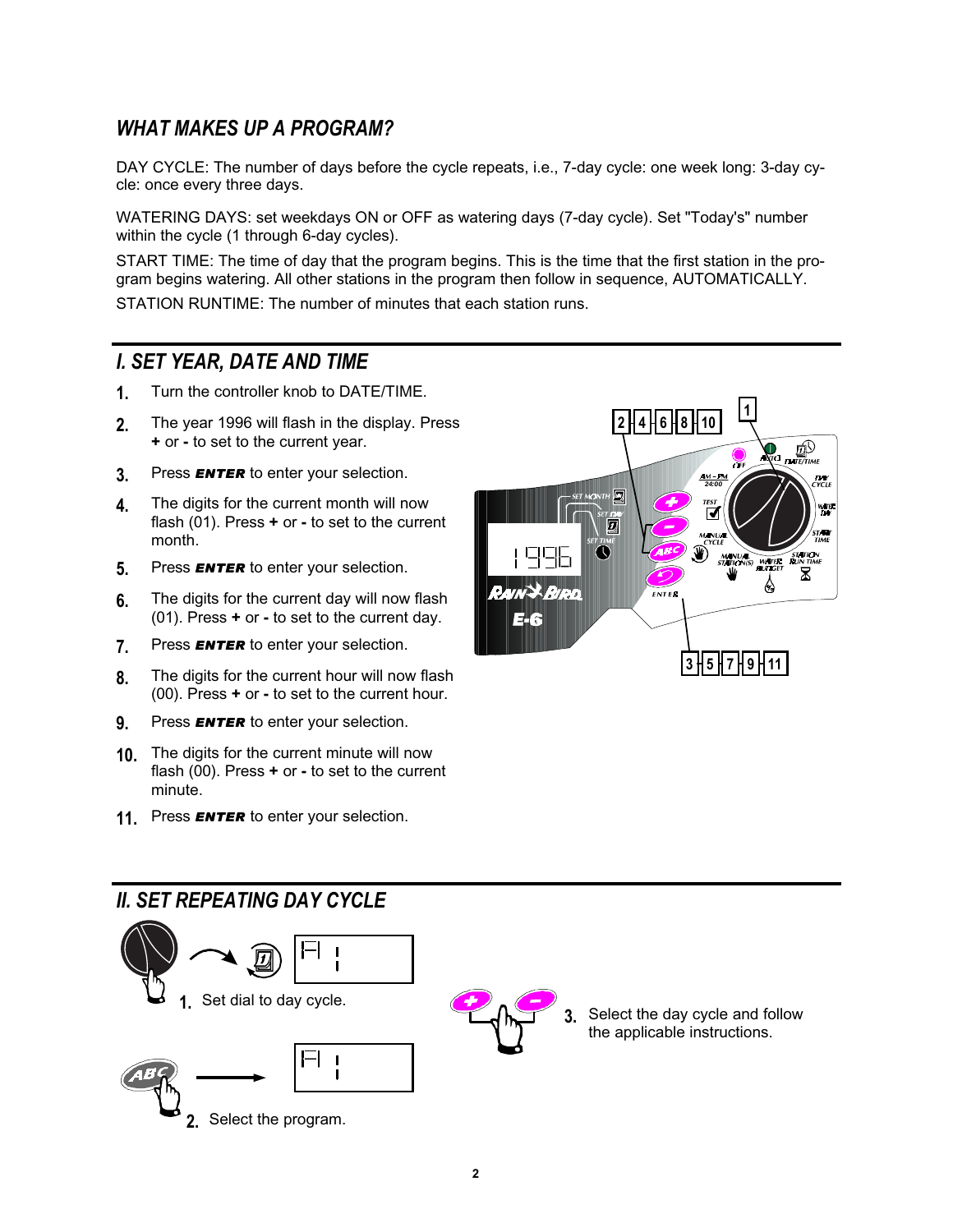## WHAT MAKES UP A PROGRAM?

DAY CYCLE: The number of days before the cycle repeats, i.e., 7-day cycle: one week long: 3-day cycle: once every three days.

WATERING DAYS: set weekdays ON or OFF as watering days (7-day cycle). Set "Today's" number within the cycle (1 through 6-day cycles).

START TIME: The time of day that the program begins. This is the time that the first station in the program begins watering. All other stations in the program then follow in sequence, AUTOMATICALLY.

STATION RUNTIME: The number of minutes that each station runs.

## I. SET YEAR, DATE AND TIME

1. Turn the controller knob to DATE/TIME.
2. The year 1996 will flash in the display. Press **+** or **-** to set to the current year.
3. Press ***ENTER*** to enter your selection.
4. The digits for the current month will now flash (01). Press **+** or **-** to set to the current month.
5. Press ***ENTER*** to enter your selection.
6. The digits for the current day will now flash (01). Press **+** or **-** to set to the current day.
7. Press ***ENTER*** to enter your selection.
8. The digits for the current hour will now flash (00). Press **+** or **-** to set to the current hour.
9. Press ***ENTER*** to enter your selection.
10. The digits for the current minute will now flash (00). Press **+** or **-** to set to the current minute.
11. Press ***ENTER*** to enter your selection.

## II. SET REPEATING DAY CYCLE

1. Set dial to day cycle.
2. Select the program.
3. Select the day cycle and follow the applicable instructions.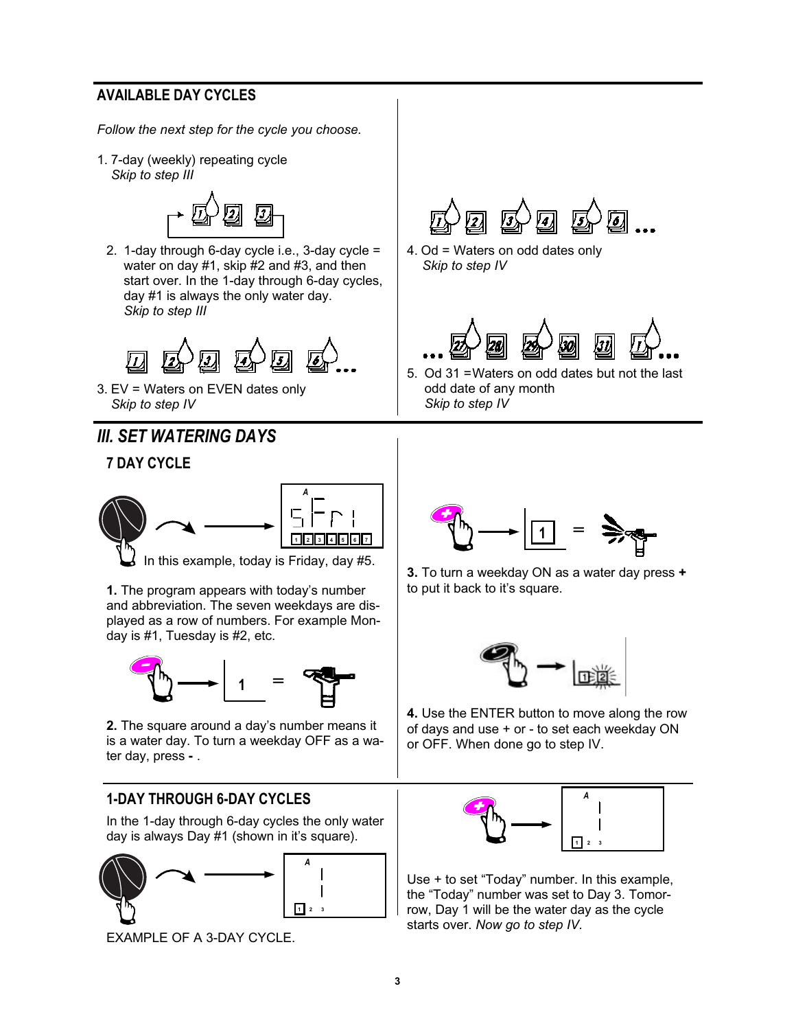## AVAILABLE DAY CYCLES

*Follow the next step for the cycle you choose.*

1. 7-day (weekly) repeating cycle
   *Skip to step III*

2. 1-day through 6-day cycle i.e., 3-day cycle = water on day #1, skip #2 and #3, and then start over. In the 1-day through 6-day cycles, day #1 is always the only water day.
   *Skip to step III*

3. EV = Waters on EVEN dates only
   *Skip to step IV*

4. Od = Waters on odd dates only
   *Skip to step IV*

5. Od 31 =Waters on odd dates but not the last odd date of any month
   *Skip to step IV*

# *III. SET WATERING DAYS*

## 7 DAY CYCLE

In this example, today is Friday, day #5.

**1.** The program appears with today's number and abbreviation. The seven weekdays are displayed as a row of numbers. For example Monday is #1, Tuesday is #2, etc.

**2.** The square around a day's number means it is a water day. To turn a weekday OFF as a water day, press **-** .

**3.** To turn a weekday ON as a water day press **+** to put it back to it's square.

**4.** Use the ENTER button to move along the row of days and use + or - to set each weekday ON or OFF. When done go to step IV.

## 1-DAY THROUGH 6-DAY CYCLES

In the 1-day through 6-day cycles the only water day is always Day #1 (shown in it's square).

EXAMPLE OF A 3-DAY CYCLE.

Use + to set "Today" number. In this example, the "Today" number was set to Day 3. Tomorrow, Day 1 will be the water day as the cycle starts over. *Now go to step IV.*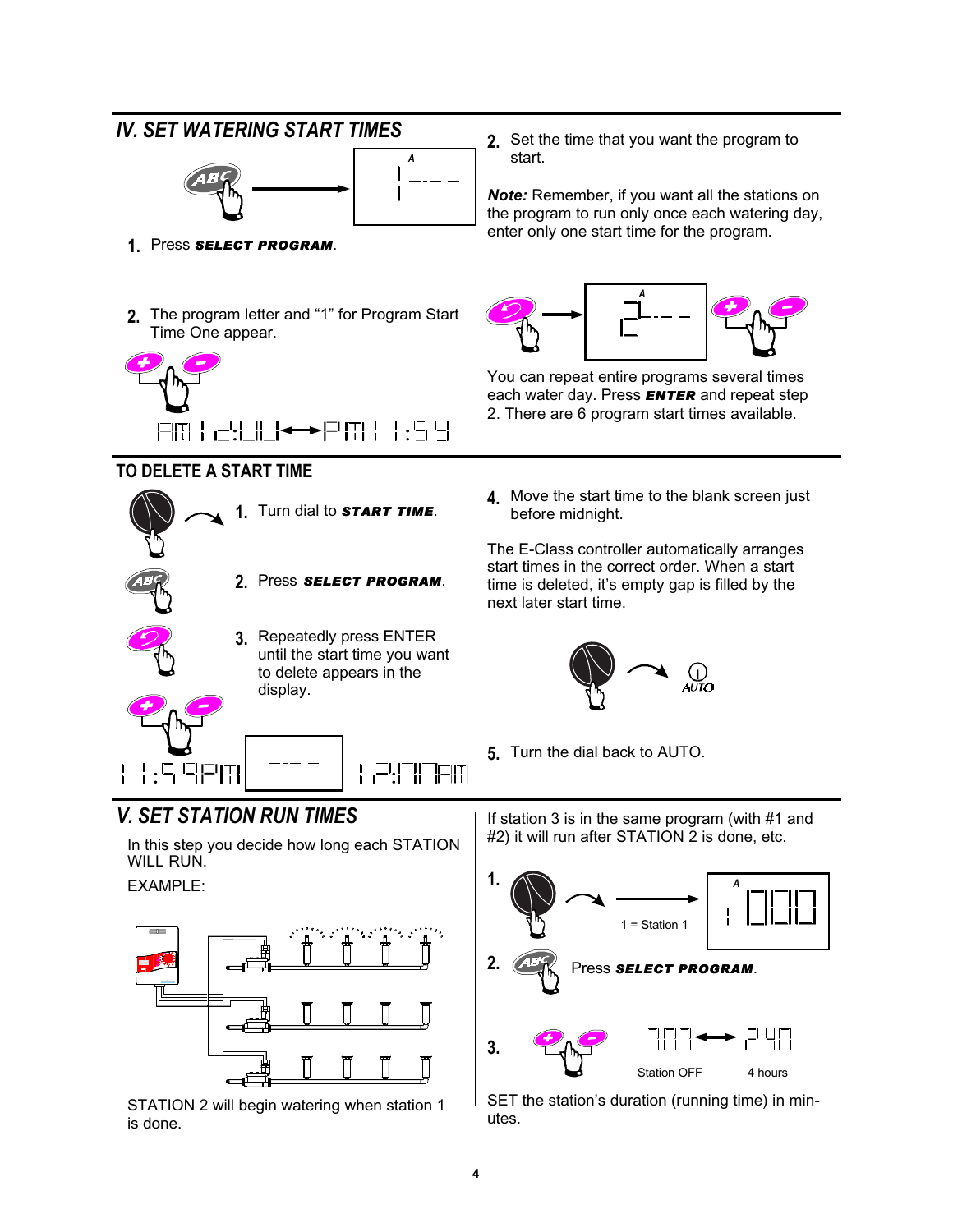## IV. SET WATERING START TIMES

1. Press ***SELECT PROGRAM***.

2. The program letter and "1" for Program Start Time One appear.

AM 12:00 ←→ PM 11:59

2. Set the time that you want the program to start.

***Note:*** Remember, if you want all the stations on the program to run only once each watering day, enter only one start time for the program.

You can repeat entire programs several times each water day. Press ***ENTER*** and repeat step 2. There are 6 program start times available.

### TO DELETE A START TIME

1. Turn dial to ***START TIME***.
2. Press ***SELECT PROGRAM***.
3. Repeatedly press ENTER until the start time you want to delete appears in the display.

11:59PM --- 12:00AM

4. Move the start time to the blank screen just before midnight.

The E-Class controller automatically arranges start times in the correct order. When a start time is deleted, it's empty gap is filled by the next later start time.

5. Turn the dial back to AUTO.

## V. SET STATION RUN TIMES

In this step you decide how long each STATION WILL RUN.

EXAMPLE:

STATION 2 will begin watering when station 1 is done.

If station 3 is in the same program (with #1 and #2) it will run after STATION 2 is done, etc.

1. 1 = Station 1
2. Press ***SELECT PROGRAM***.
3. 000 ←→ 240

   Station OFF — 4 hours

SET the station's duration (running time) in minutes.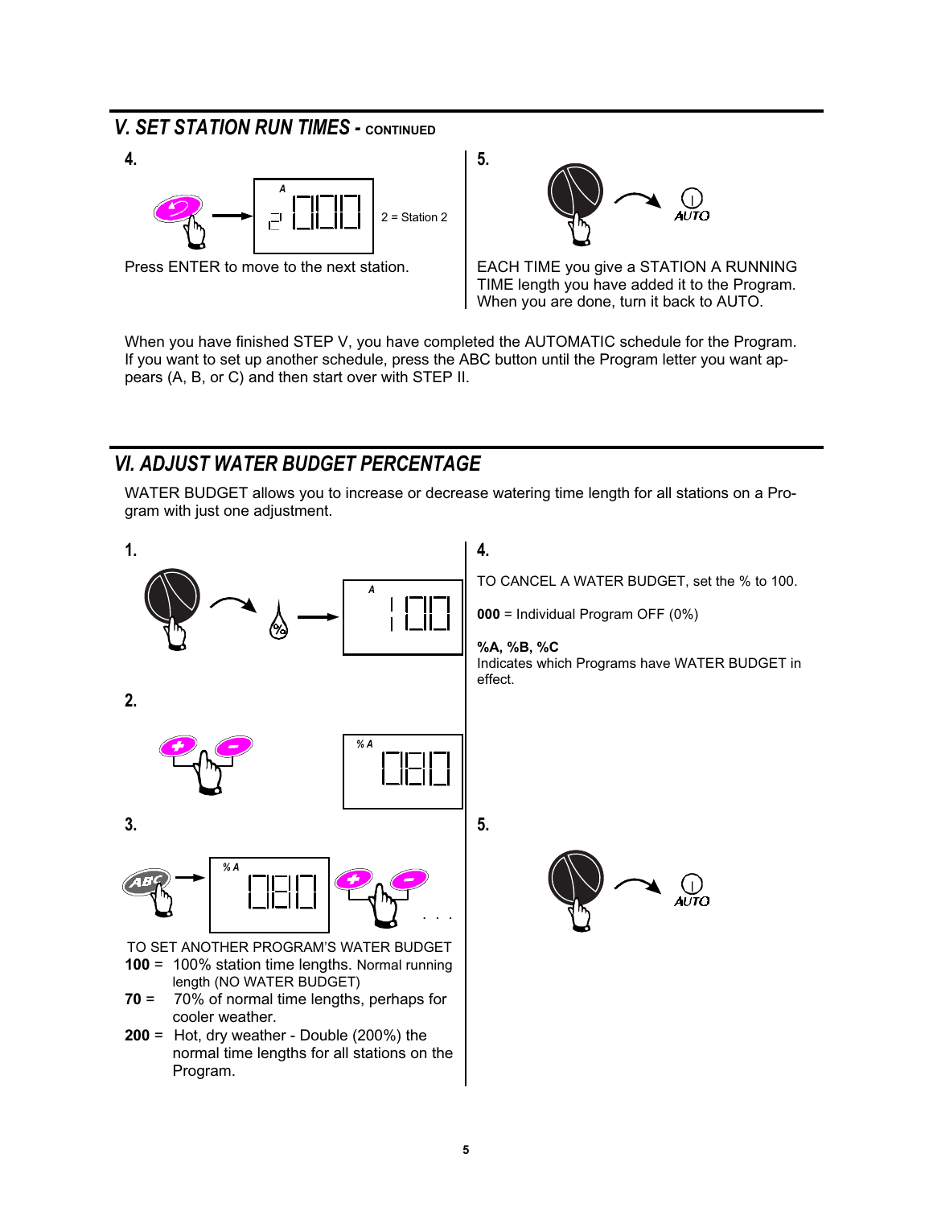## V. SET STATION RUN TIMES - CONTINUED

**4.**

2 = Station 2

Press ENTER to move to the next station.

**5.**

AUTO

EACH TIME you give a STATION A RUNNING TIME length you have added it to the Program. When you are done, turn it back to AUTO.

When you have finished STEP V, you have completed the AUTOMATIC schedule for the Program. If you want to set up another schedule, press the ABC button until the Program letter you want appears (A, B, or C) and then start over with STEP II.

## VI. ADJUST WATER BUDGET PERCENTAGE

WATER BUDGET allows you to increase or decrease watering time length for all stations on a Program with just one adjustment.

**1.**

**2.**

**3.**

TO SET ANOTHER PROGRAM'S WATER BUDGET

**100** = 100% station time lengths. Normal running length (NO WATER BUDGET)

**70** = 70% of normal time lengths, perhaps for cooler weather.

**200** = Hot, dry weather - Double (200%) the normal time lengths for all stations on the Program.

**4.**

TO CANCEL A WATER BUDGET, set the % to 100.

**000** = Individual Program OFF (0%)

**%A, %B, %C**
Indicates which Programs have WATER BUDGET in effect.

**5.**

AUTO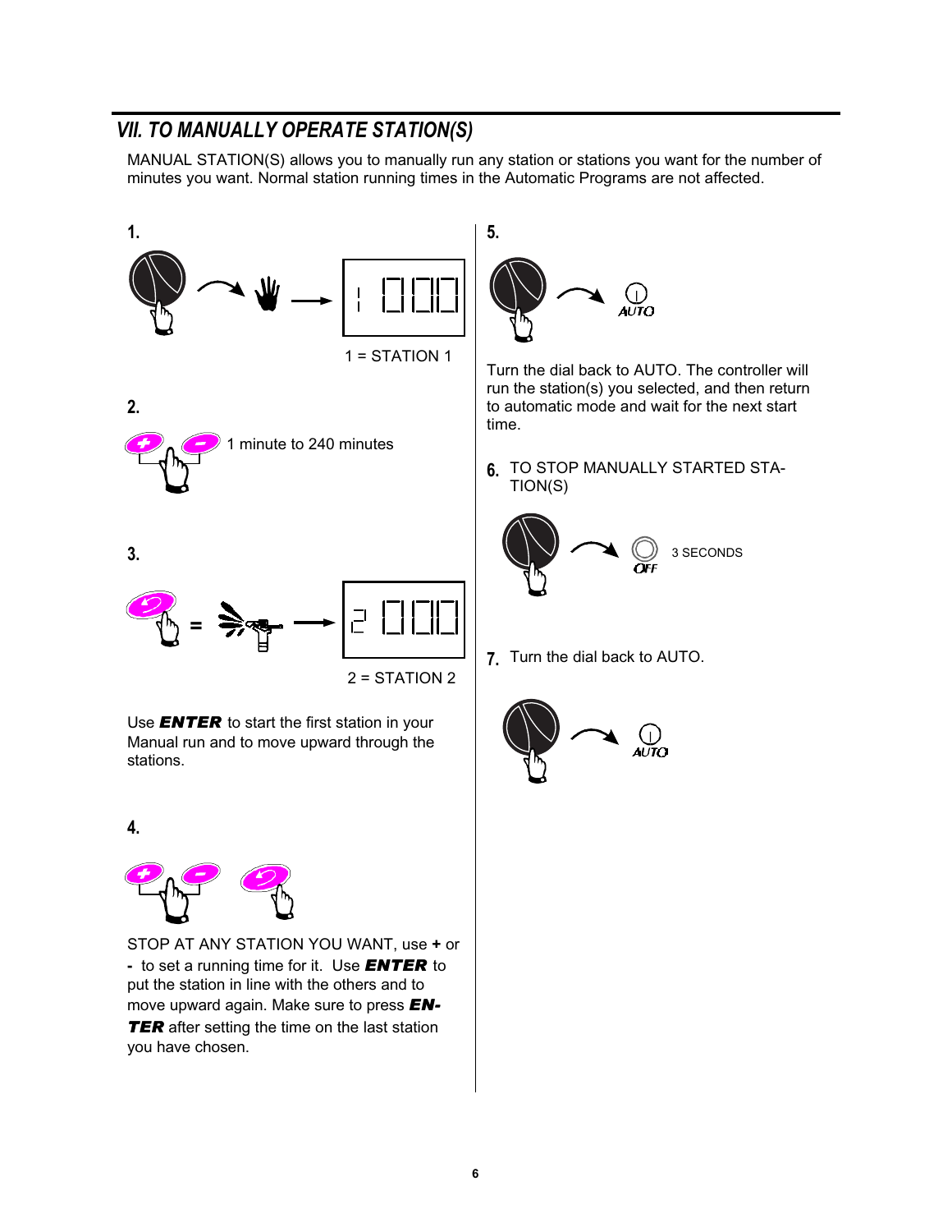## VII. TO MANUALLY OPERATE STATION(S)

MANUAL STATION(S) allows you to manually run any station or stations you want for the number of minutes you want. Normal station running times in the Automatic Programs are not affected.

**1.**

1 = STATION 1

**2.**

1 minute to 240 minutes

**3.**

2 = STATION 2

Use ***ENTER*** to start the first station in your Manual run and to move upward through the stations.

**4.**

STOP AT ANY STATION YOU WANT, use **+** or **-** to set a running time for it. Use ***ENTER*** to put the station in line with the others and to move upward again. Make sure to press ***ENTER*** after setting the time on the last station you have chosen.

**5.**

AUTO

Turn the dial back to AUTO. The controller will run the station(s) you selected, and then return to automatic mode and wait for the next start time.

**6.** TO STOP MANUALLY STARTED STATION(S)

OFF 3 SECONDS

**7.** Turn the dial back to AUTO.

AUTO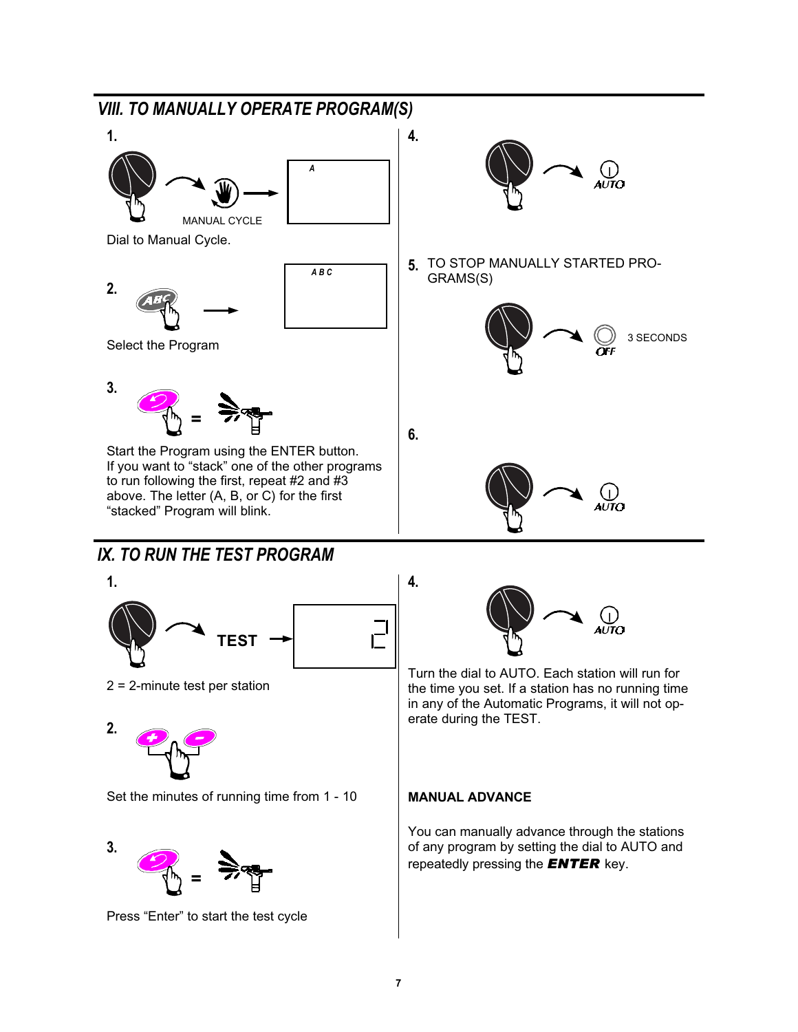## VIII. TO MANUALLY OPERATE PROGRAM(S)

**1.**

MANUAL CYCLE

A

Dial to Manual Cycle.

**2.**

A B C

Select the Program

**3.**

Start the Program using the ENTER button. If you want to "stack" one of the other programs to run following the first, repeat #2 and #3 above. The letter (A, B, or C) for the first "stacked" Program will blink.

**4.**

AUTO

**5.** TO STOP MANUALLY STARTED PROGRAMS(S)

OFF

3 SECONDS

**6.**

AUTO

## IX. TO RUN THE TEST PROGRAM

**1.**

TEST

2

2 = 2-minute test per station

**2.**

Set the minutes of running time from 1 - 10

**3.**

Press "Enter" to start the test cycle

**4.**

AUTO

Turn the dial to AUTO. Each station will run for the time you set. If a station has no running time in any of the Automatic Programs, it will not operate during the TEST.

**MANUAL ADVANCE**

You can manually advance through the stations of any program by setting the dial to AUTO and repeatedly pressing the ***ENTER*** key.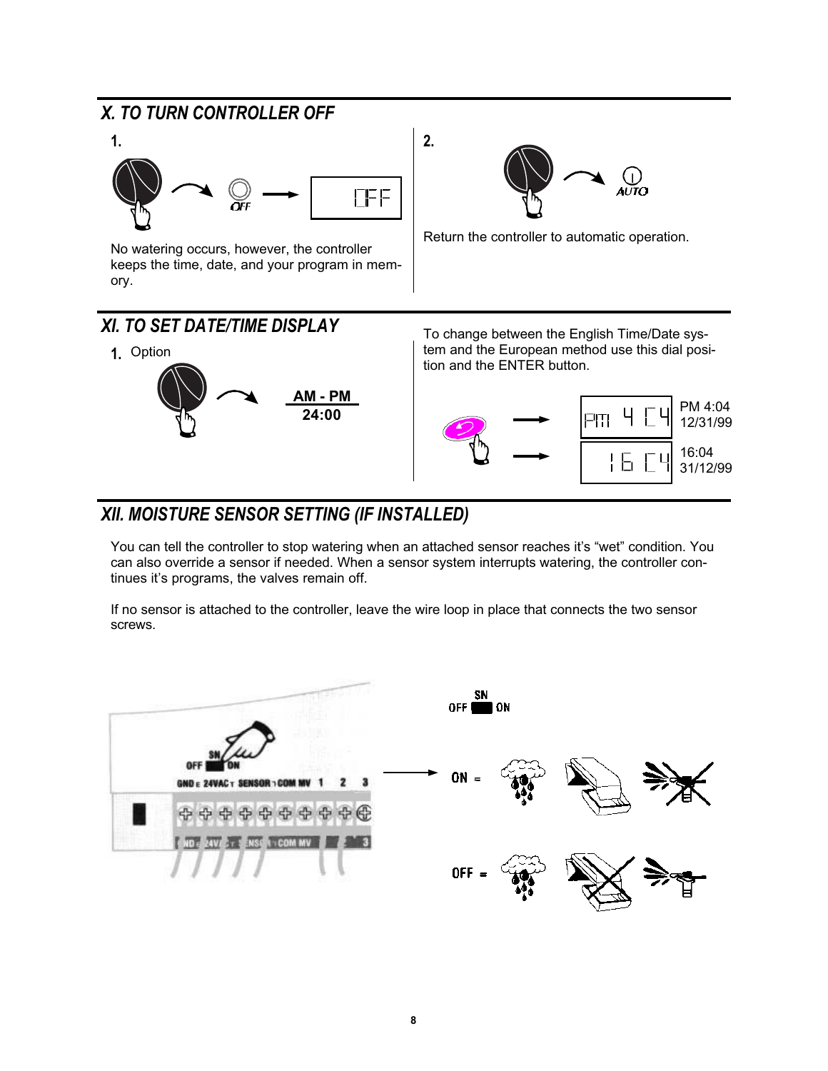## X. TO TURN CONTROLLER OFF

**1.**

OFF

No watering occurs, however, the controller keeps the time, date, and your program in memory.

**2.**

AUTO

Return the controller to automatic operation.

## XI. TO SET DATE/TIME DISPLAY

**1.** Option

AM - PM
24:00

To change between the English Time/Date system and the European method use this dial position and the ENTER button.

PM 4:04
12/31/99

16:04
31/12/99

## XII. MOISTURE SENSOR SETTING (IF INSTALLED)

You can tell the controller to stop watering when an attached sensor reaches it's "wet" condition. You can also override a sensor if needed. When a sensor system interrupts watering, the controller continues it's programs, the valves remain off.

If no sensor is attached to the controller, leave the wire loop in place that connects the two sensor screws.

SN
OFF ON

ON =

OFF =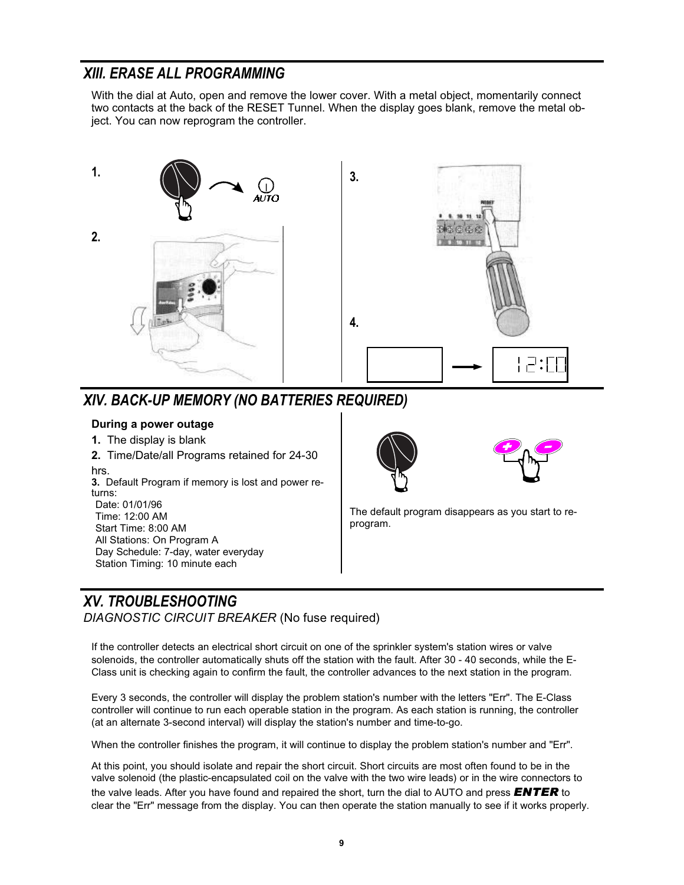## XIII. ERASE ALL PROGRAMMING

With the dial at Auto, open and remove the lower cover. With a metal object, momentarily connect two contacts at the back of the RESET Tunnel. When the display goes blank, remove the metal object. You can now reprogram the controller.

**1.**

**2.**

**3.**

**4.**

## XIV. BACK-UP MEMORY (NO BATTERIES REQUIRED)

**During a power outage**

1. The display is blank
2. Time/Date/all Programs retained for 24-30 hrs.
3. Default Program if memory is lost and power returns:
   - Date: 01/01/96
   - Time: 12:00 AM
   - Start Time: 8:00 AM
   - All Stations: On Program A
   - Day Schedule: 7-day, water everyday
   - Station Timing: 10 minute each

The default program disappears as you start to re-program.

## XV. TROUBLESHOOTING

*DIAGNOSTIC CIRCUIT BREAKER* (No fuse required)

If the controller detects an electrical short circuit on one of the sprinkler system's station wires or valve solenoids, the controller automatically shuts off the station with the fault. After 30 - 40 seconds, while the E-Class unit is checking again to confirm the fault, the controller advances to the next station in the program.

Every 3 seconds, the controller will display the problem station's number with the letters "Err". The E-Class controller will continue to run each operable station in the program. As each station is running, the controller (at an alternate 3-second interval) will display the station's number and time-to-go.

When the controller finishes the program, it will continue to display the problem station's number and "Err".

At this point, you should isolate and repair the short circuit. Short circuits are most often found to be in the valve solenoid (the plastic-encapsulated coil on the valve with the two wire leads) or in the wire connectors to the valve leads. After you have found and repaired the short, turn the dial to AUTO and press ***ENTER*** to clear the "Err" message from the display. You can then operate the station manually to see if it works properly.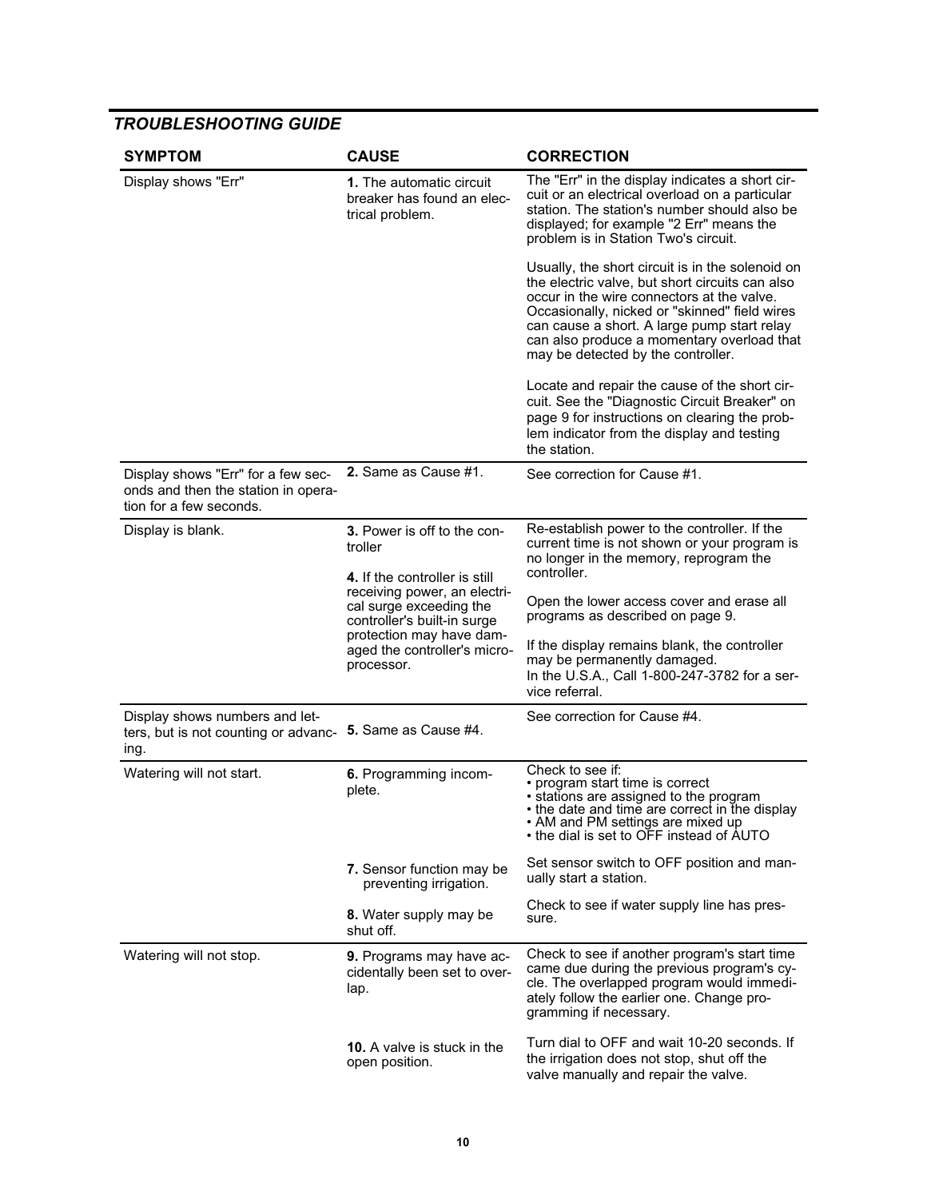## *TROUBLESHOOTING GUIDE*

| SYMPTOM | CAUSE | CORRECTION |
|---|---|---|
| Display shows "Err" | **1.** The automatic circuit breaker has found an electrical problem. | The "Err" in the display indicates a short circuit or an electrical overload on a particular station. The station's number should also be displayed; for example "2 Err" means the problem is in Station Two's circuit.<br><br>Usually, the short circuit is in the solenoid on the electric valve, but short circuits can also occur in the wire connectors at the valve. Occasionally, nicked or "skinned" field wires can cause a short. A large pump start relay can also produce a momentary overload that may be detected by the controller.<br><br>Locate and repair the cause of the short circuit. See the "Diagnostic Circuit Breaker" on page 9 for instructions on clearing the problem indicator from the display and testing the station. |
| Display shows "Err" for a few seconds and then the station in operation for a few seconds. | **2.** Same as Cause #1. | See correction for Cause #1. |
| Display is blank. | **3.** Power is off to the controller<br><br>**4.** If the controller is still receiving power, an electrical surge exceeding the controller's built-in surge protection may have damaged the controller's microprocessor. | Re-establish power to the controller. If the current time is not shown or your program is no longer in the memory, reprogram the controller.<br><br>Open the lower access cover and erase all programs as described on page 9.<br><br>If the display remains blank, the controller may be permanently damaged.<br>In the U.S.A., Call 1-800-247-3782 for a service referral. |
| Display shows numbers and letters, but is not counting or advancing. | **5.** Same as Cause #4. | See correction for Cause #4. |
| Watering will not start. | **6.** Programming incomplete. | Check to see if:<br>• program start time is correct<br>• stations are assigned to the program<br>• the date and time are correct in the display<br>• AM and PM settings are mixed up<br>• the dial is set to OFF instead of AUTO |
| | **7.** Sensor function may be preventing irrigation. | Set sensor switch to OFF position and manually start a station. |
| | **8.** Water supply may be shut off. | Check to see if water supply line has pressure. |
| Watering will not stop. | **9.** Programs may have accidentally been set to overlap. | Check to see if another program's start time came due during the previous program's cycle. The overlapped program would immediately follow the earlier one. Change programming if necessary. |
| | **10.** A valve is stuck in the open position. | Turn dial to OFF and wait 10-20 seconds. If the irrigation does not stop, shut off the valve manually and repair the valve. |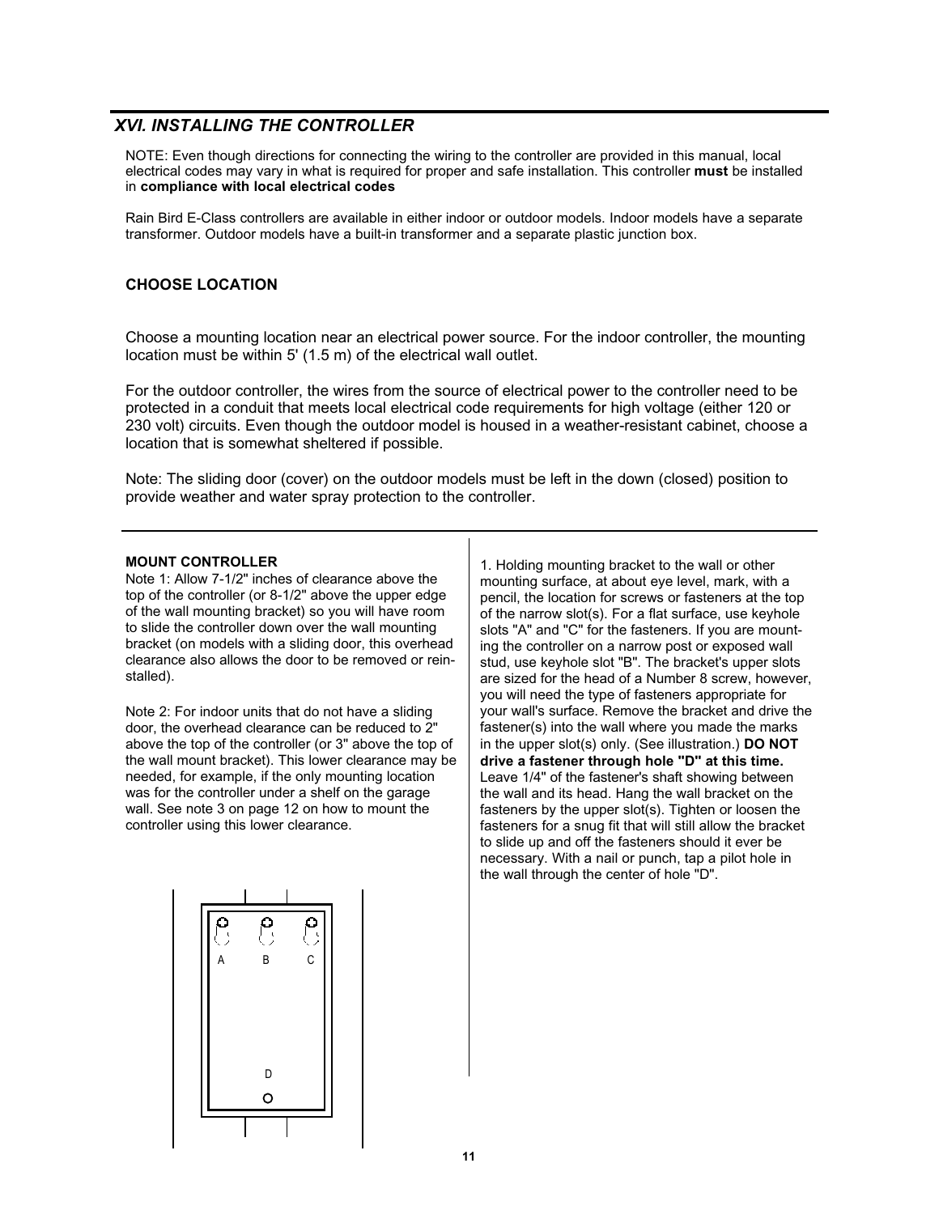## XVI. INSTALLING THE CONTROLLER

NOTE: Even though directions for connecting the wiring to the controller are provided in this manual, local electrical codes may vary in what is required for proper and safe installation. This controller **must** be installed in **compliance with local electrical codes**

Rain Bird E-Class controllers are available in either indoor or outdoor models. Indoor models have a separate transformer. Outdoor models have a built-in transformer and a separate plastic junction box.

### CHOOSE LOCATION

Choose a mounting location near an electrical power source. For the indoor controller, the mounting location must be within 5' (1.5 m) of the electrical wall outlet.

For the outdoor controller, the wires from the source of electrical power to the controller need to be protected in a conduit that meets local electrical code requirements for high voltage (either 120 or 230 volt) circuits. Even though the outdoor model is housed in a weather-resistant cabinet, choose a location that is somewhat sheltered if possible.

Note: The sliding door (cover) on the outdoor models must be left in the down (closed) position to provide weather and water spray protection to the controller.

### MOUNT CONTROLLER

Note 1: Allow 7-1/2" inches of clearance above the top of the controller (or 8-1/2" above the upper edge of the wall mounting bracket) so you will have room to slide the controller down over the wall mounting bracket (on models with a sliding door, this overhead clearance also allows the door to be removed or reinstalled).

Note 2: For indoor units that do not have a sliding door, the overhead clearance can be reduced to 2" above the top of the controller (or 3" above the top of the wall mount bracket). This lower clearance may be needed, for example, if the only mounting location was for the controller under a shelf on the garage wall. See note 3 on page 12 on how to mount the controller using this lower clearance.

A B C

D

1. Holding mounting bracket to the wall or other mounting surface, at about eye level, mark, with a pencil, the location for screws or fasteners at the top of the narrow slot(s). For a flat surface, use keyhole slots "A" and "C" for the fasteners. If you are mounting the controller on a narrow post or exposed wall stud, use keyhole slot "B". The bracket's upper slots are sized for the head of a Number 8 screw, however, you will need the type of fasteners appropriate for your wall's surface. Remove the bracket and drive the fastener(s) into the wall where you made the marks in the upper slot(s) only. (See illustration.) **DO NOT drive a fastener through hole "D" at this time.** Leave 1/4" of the fastener's shaft showing between the wall and its head. Hang the wall bracket on the fasteners by the upper slot(s). Tighten or loosen the fasteners for a snug fit that will still allow the bracket to slide up and off the fasteners should it ever be necessary. With a nail or punch, tap a pilot hole in the wall through the center of hole "D".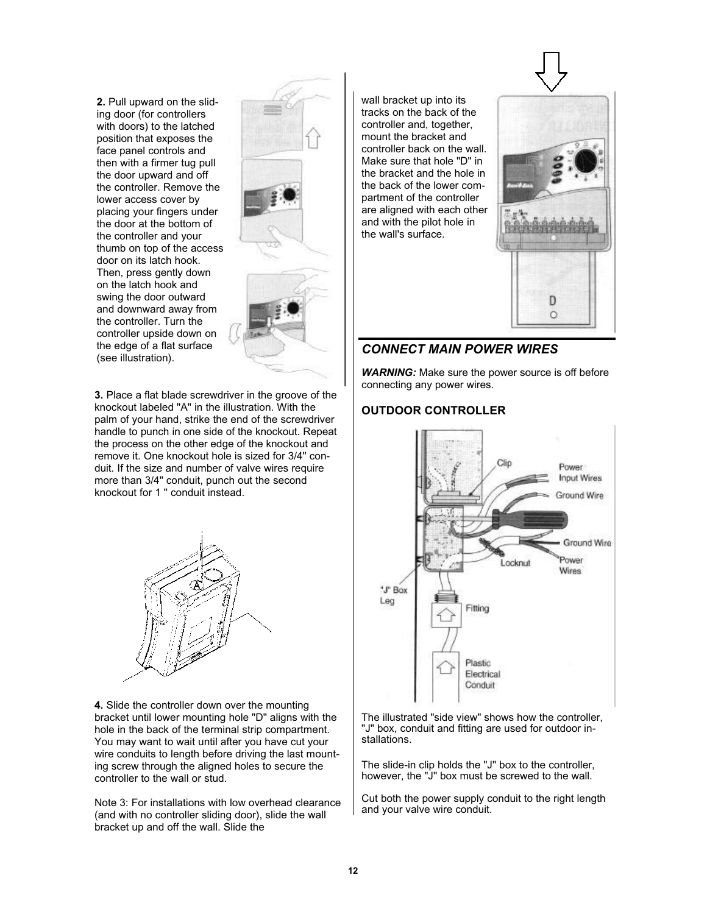**2.** Pull upward on the sliding door (for controllers with doors) to the latched position that exposes the face panel controls and then with a firmer tug pull the door upward and off the controller. Remove the lower access cover by placing your fingers under the door at the bottom of the controller and your thumb on top of the access door on its latch hook. Then, press gently down on the latch hook and swing the door outward and downward away from the controller. Turn the controller upside down on the edge of a flat surface (see illustration).

**3.** Place a flat blade screwdriver in the groove of the knockout labeled "A" in the illustration. With the palm of your hand, strike the end of the screwdriver handle to punch in one side of the knockout. Repeat the process on the other edge of the knockout and remove it. One knockout hole is sized for 3/4" conduit. If the size and number of valve wires require more than 3/4" conduit, punch out the second knockout for 1 " conduit instead.

**4.** Slide the controller down over the mounting bracket until lower mounting hole "D" aligns with the hole in the back of the terminal strip compartment. You may want to wait until after you have cut your wire conduits to length before driving the last mounting screw through the aligned holes to secure the controller to the wall or stud.

Note 3: For installations with low overhead clearance (and with no controller sliding door), slide the wall bracket up and off the wall. Slide the wall bracket up into its tracks on the back of the controller and, together, mount the bracket and controller back on the wall. Make sure that hole "D" in the bracket and the hole in the back of the lower compartment of the controller are aligned with each other and with the pilot hole in the wall's surface.

## CONNECT MAIN POWER WIRES

***WARNING:*** Make sure the power source is off before connecting any power wires.

### OUTDOOR CONTROLLER

The illustrated "side view" shows how the controller, "J" box, conduit and fitting are used for outdoor installations.

The slide-in clip holds the "J" box to the controller, however, the "J" box must be screwed to the wall.

Cut both the power supply conduit to the right length and your valve wire conduit.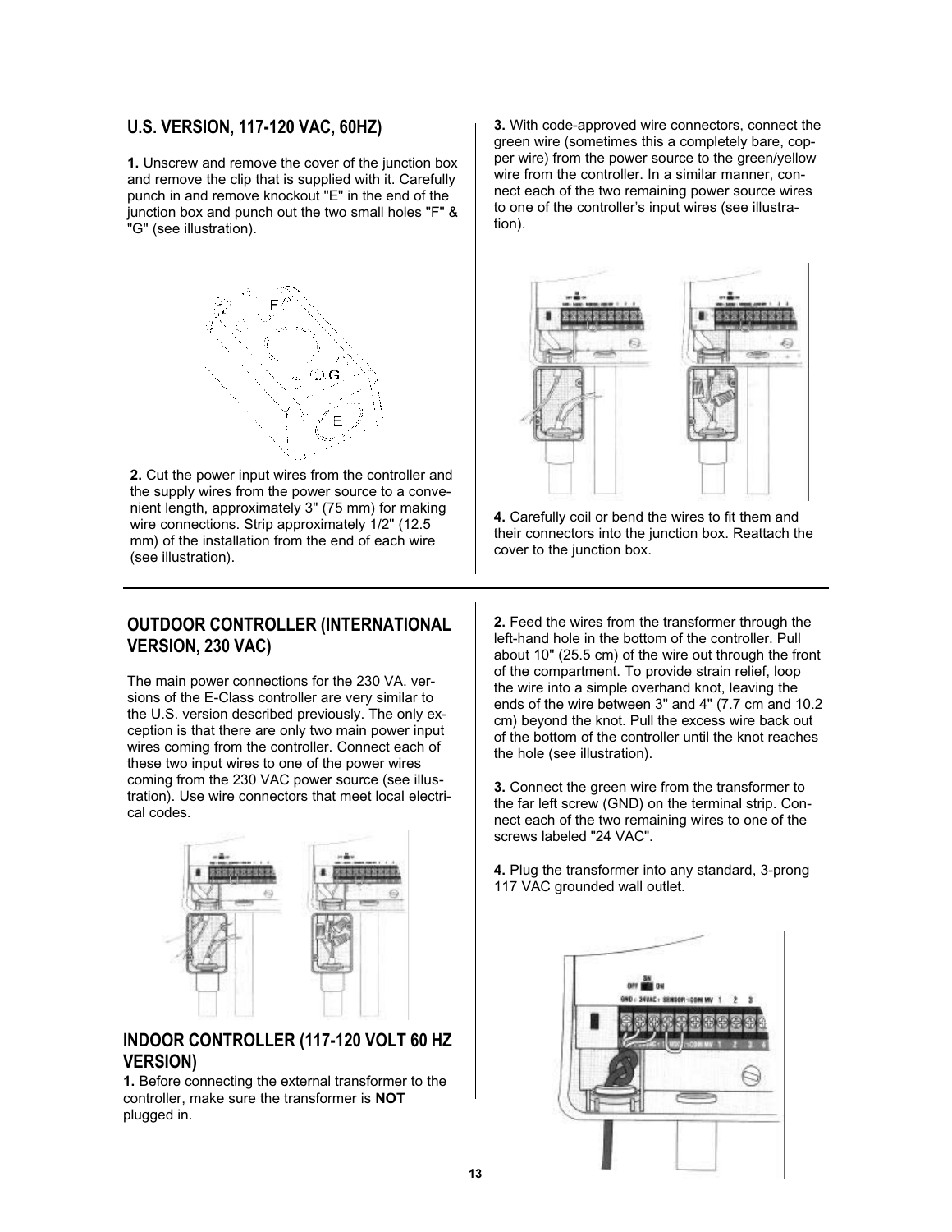## U.S. VERSION, 117-120 VAC, 60HZ)

**1.** Unscrew and remove the cover of the junction box and remove the clip that is supplied with it. Carefully punch in and remove knockout "E" in the end of the junction box and punch out the two small holes "F" & "G" (see illustration).

**2.** Cut the power input wires from the controller and the supply wires from the power source to a convenient length, approximately 3" (75 mm) for making wire connections. Strip approximately 1/2" (12.5 mm) of the installation from the end of each wire (see illustration).

**3.** With code-approved wire connectors, connect the green wire (sometimes this a completely bare, copper wire) from the power source to the green/yellow wire from the controller. In a similar manner, connect each of the two remaining power source wires to one of the controller's input wires (see illustration).

**4.** Carefully coil or bend the wires to fit them and their connectors into the junction box. Reattach the cover to the junction box.

## OUTDOOR CONTROLLER (INTERNATIONAL VERSION, 230 VAC)

The main power connections for the 230 VA. versions of the E-Class controller are very similar to the U.S. version described previously. The only exception is that there are only two main power input wires coming from the controller. Connect each of these two input wires to one of the power wires coming from the 230 VAC power source (see illustration). Use wire connectors that meet local electrical codes.

## INDOOR CONTROLLER (117-120 VOLT 60 HZ VERSION)

**1.** Before connecting the external transformer to the controller, make sure the transformer is **NOT** plugged in.

**2.** Feed the wires from the transformer through the left-hand hole in the bottom of the controller. Pull about 10" (25.5 cm) of the wire out through the front of the compartment. To provide strain relief, loop the wire into a simple overhand knot, leaving the ends of the wire between 3" and 4" (7.7 cm and 10.2 cm) beyond the knot. Pull the excess wire back out of the bottom of the controller until the knot reaches the hole (see illustration).

**3.** Connect the green wire from the transformer to the far left screw (GND) on the terminal strip. Connect each of the two remaining wires to one of the screws labeled "24 VAC".

**4.** Plug the transformer into any standard, 3-prong 117 VAC grounded wall outlet.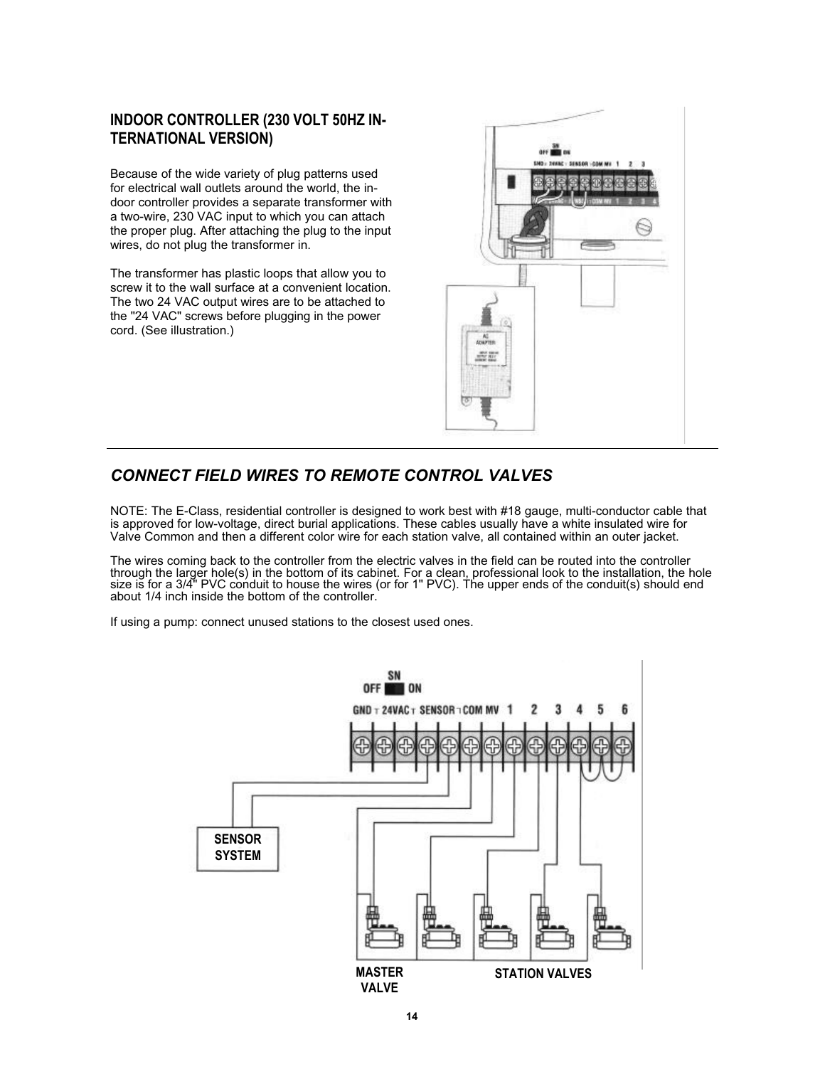## INDOOR CONTROLLER (230 VOLT 50HZ INTERNATIONAL VERSION)

Because of the wide variety of plug patterns used for electrical wall outlets around the world, the indoor controller provides a separate transformer with a two-wire, 230 VAC input to which you can attach the proper plug. After attaching the plug to the input wires, do not plug the transformer in.

The transformer has plastic loops that allow you to screw it to the wall surface at a convenient location. The two 24 VAC output wires are to be attached to the "24 VAC" screws before plugging in the power cord. (See illustration.)

## *CONNECT FIELD WIRES TO REMOTE CONTROL VALVES*

NOTE: The E-Class, residential controller is designed to work best with #18 gauge, multi-conductor cable that is approved for low-voltage, direct burial applications. These cables usually have a white insulated wire for Valve Common and then a different color wire for each station valve, all contained within an outer jacket.

The wires coming back to the controller from the electric valves in the field can be routed into the controller through the larger hole(s) in the bottom of its cabinet. For a clean, professional look to the installation, the hole size is for a 3/4" PVC conduit to house the wires (or for 1" PVC). The upper ends of the conduit(s) should end about 1/4 inch inside the bottom of the controller.

If using a pump: connect unused stations to the closest used ones.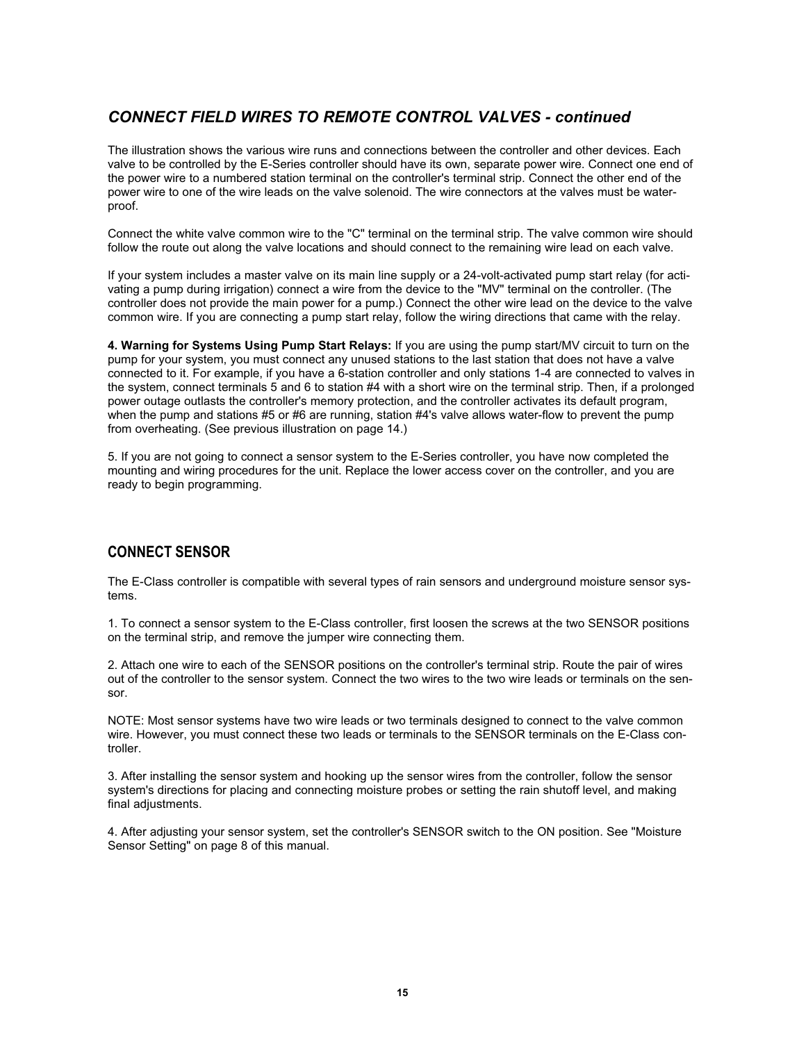## *CONNECT FIELD WIRES TO REMOTE CONTROL VALVES - continued*

The illustration shows the various wire runs and connections between the controller and other devices. Each valve to be controlled by the E-Series controller should have its own, separate power wire. Connect one end of the power wire to a numbered station terminal on the controller's terminal strip. Connect the other end of the power wire to one of the wire leads on the valve solenoid. The wire connectors at the valves must be waterproof.

Connect the white valve common wire to the "C" terminal on the terminal strip. The valve common wire should follow the route out along the valve locations and should connect to the remaining wire lead on each valve.

If your system includes a master valve on its main line supply or a 24-volt-activated pump start relay (for activating a pump during irrigation) connect a wire from the device to the "MV" terminal on the controller. (The controller does not provide the main power for a pump.) Connect the other wire lead on the device to the valve common wire. If you are connecting a pump start relay, follow the wiring directions that came with the relay.

**4. Warning for Systems Using Pump Start Relays:** If you are using the pump start/MV circuit to turn on the pump for your system, you must connect any unused stations to the last station that does not have a valve connected to it. For example, if you have a 6-station controller and only stations 1-4 are connected to valves in the system, connect terminals 5 and 6 to station #4 with a short wire on the terminal strip. Then, if a prolonged power outage outlasts the controller's memory protection, and the controller activates its default program, when the pump and stations #5 or #6 are running, station #4's valve allows water-flow to prevent the pump from overheating. (See previous illustration on page 14.)

5. If you are not going to connect a sensor system to the E-Series controller, you have now completed the mounting and wiring procedures for the unit. Replace the lower access cover on the controller, and you are ready to begin programming.

## CONNECT SENSOR

The E-Class controller is compatible with several types of rain sensors and underground moisture sensor systems.

1. To connect a sensor system to the E-Class controller, first loosen the screws at the two SENSOR positions on the terminal strip, and remove the jumper wire connecting them.

2. Attach one wire to each of the SENSOR positions on the controller's terminal strip. Route the pair of wires out of the controller to the sensor system. Connect the two wires to the two wire leads or terminals on the sensor.

NOTE: Most sensor systems have two wire leads or two terminals designed to connect to the valve common wire. However, you must connect these two leads or terminals to the SENSOR terminals on the E-Class controller.

3. After installing the sensor system and hooking up the sensor wires from the controller, follow the sensor system's directions for placing and connecting moisture probes or setting the rain shutoff level, and making final adjustments.

4. After adjusting your sensor system, set the controller's SENSOR switch to the ON position. See "Moisture Sensor Setting" on page 8 of this manual.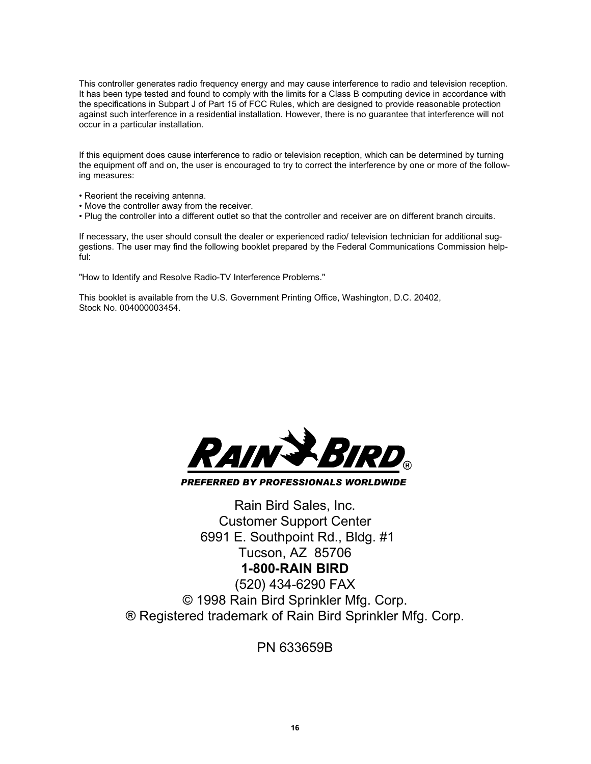This controller generates radio frequency energy and may cause interference to radio and television reception. It has been type tested and found to comply with the limits for a Class B computing device in accordance with the specifications in Subpart J of Part 15 of FCC Rules, which are designed to provide reasonable protection against such interference in a residential installation. However, there is no guarantee that interference will not occur in a particular installation.

If this equipment does cause interference to radio or television reception, which can be determined by turning the equipment off and on, the user is encouraged to try to correct the interference by one or more of the following measures:

- Reorient the receiving antenna.
- Move the controller away from the receiver.
- Plug the controller into a different outlet so that the controller and receiver are on different branch circuits.

If necessary, the user should consult the dealer or experienced radio/ television technician for additional suggestions. The user may find the following booklet prepared by the Federal Communications Commission helpful:

"How to Identify and Resolve Radio-TV Interference Problems."

This booklet is available from the U.S. Government Printing Office, Washington, D.C. 20402,
Stock No. 004000003454.

RAIN BIRD®

*PREFERRED BY PROFESSIONALS WORLDWIDE*

Rain Bird Sales, Inc.
Customer Support Center
6991 E. Southpoint Rd., Bldg. #1
Tucson, AZ 85706
**1-800-RAIN BIRD**
(520) 434-6290 FAX
© 1998 Rain Bird Sprinkler Mfg. Corp.
® Registered trademark of Rain Bird Sprinkler Mfg. Corp.

PN 633659B